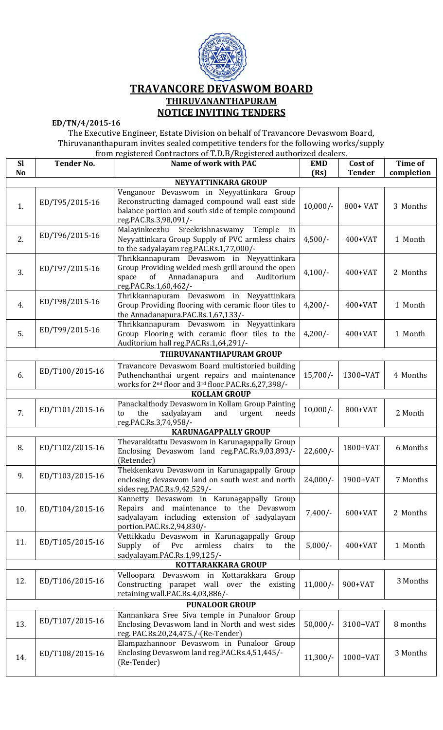# TRAVANCORE DEVASWOM BOARD
## THIRUVANANTHAPURAM
## NOTICE INVITING TENDERS

**ED/TN/4/2015-16**

The Executive Engineer, Estate Division on behalf of Travancore Devaswom Board, Thiruvananthapuram invites sealed competitive tenders for the following works/supply from registered Contractors of T.D.B/Registered authorized dealers.

| Sl No | Tender No. | Name of work with PAC | EMD (Rs) | Cost of Tender | Time of completion |
|---|---|---|---|---|---|
| | | **NEYYATTINKARA GROUP** | | | |
| 1. | ED/T95/2015-16 | Venganoor Devaswom in Neyyattinkara Group Reconstructing damaged compound wall east side balance portion and south side of temple compound reg.PAC.Rs.3,98,091/- | 10,000/- | 800+ VAT | 3 Months |
| 2. | ED/T96/2015-16 | Malayinkeezhu Sreekrishnaswamy Temple in Neyyattinkara Group Supply of PVC armless chairs to the sadyalayam reg.PAC.Rs.1,77,000/- | 4,500/- | 400+VAT | 1 Month |
| 3. | ED/T97/2015-16 | Thrikkannapuram Devaswom in Neyyattinkara Group Providing welded mesh grill around the open space of Annadanapura and Auditorium reg.PAC.Rs.1,60,462/- | 4,100/- | 400+VAT | 2 Months |
| 4. | ED/T98/2015-16 | Thrikkannapuram Devaswom in Neyyattinkara Group Providing flooring with ceramic floor tiles to the Annadanapura.PAC.Rs.1,67,133/- | 4,200/- | 400+VAT | 1 Month |
| 5. | ED/T99/2015-16 | Thrikkannapuram Devaswom in Neyyattinkara Group Flooring with ceramic floor tiles to the Auditorium hall reg.PAC.Rs.1,64,291/- | 4,200/- | 400+VAT | 1 Month |
| | | **THIRUVANANTHAPURAM GROUP** | | | |
| 6. | ED/T100/2015-16 | Travancore Devaswom Board multistoried building Puthenchanthai urgent repairs and maintenance works for 2nd floor and 3rd floor.PAC.Rs.6,27,398/- | 15,700/- | 1300+VAT | 4 Months |
| | | **KOLLAM GROUP** | | | |
| 7. | ED/T101/2015-16 | Panackalthody Devaswom in Kollam Group Painting to the sadyalayam and urgent needs reg.PAC.Rs.3,74,958/- | 10,000/- | 800+VAT | 2 Month |
| | | **KARUNAGAPPALLY GROUP** | | | |
| 8. | ED/T102/2015-16 | Thevarakkattu Devaswom in Karunagappally Group Enclosing Devaswom land reg.PAC.Rs.9,03,893/- (Retender) | 22,600/- | 1800+VAT | 6 Months |
| 9. | ED/T103/2015-16 | Thekkenkavu Devaswom in Karunagappally Group enclosing devaswom land on south west and north sides reg.PAC.Rs.9,42,529/- | 24,000/- | 1900+VAT | 7 Months |
| 10. | ED/T104/2015-16 | Kannetty Devaswom in Karunagappally Group Repairs and maintenance to the Devaswom sadyalayam including extension of sadyalayam portion.PAC.Rs.2,94,830/- | 7,400/- | 600+VAT | 2 Months |
| 11. | ED/T105/2015-16 | Vettikkadu Devaswom in Karunagappally Group Supply of Pvc armless chairs to the sadyalayam.PAC.Rs.1,99,125/- | 5,000/- | 400+VAT | 1 Month |
| | | **KOTTARAKKARA GROUP** | | | |
| 12. | ED/T106/2015-16 | Velloopara Devaswom in Kottarakkara Group Constructing parapet wall over the existing retaining wall.PAC.Rs.4,03,886/- | 11,000/- | 900+VAT | 3 Months |
| | | **PUNALOOR GROUP** | | | |
| 13. | ED/T107/2015-16 | Kannankara Sree Siva temple in Punaloor Group Enclosing Devaswom land in North and west sides reg. PAC.Rs.20,24,475./-(Re-Tender) | 50,000/- | 3100+VAT | 8 months |
| 14. | ED/T108/2015-16 | Elampazhannoor Devaswom in Punaloor Group Enclosing Devaswom land reg.PAC.Rs.4,51,445/- (Re-Tender) | 11,300/- | 1000+VAT | 3 Months |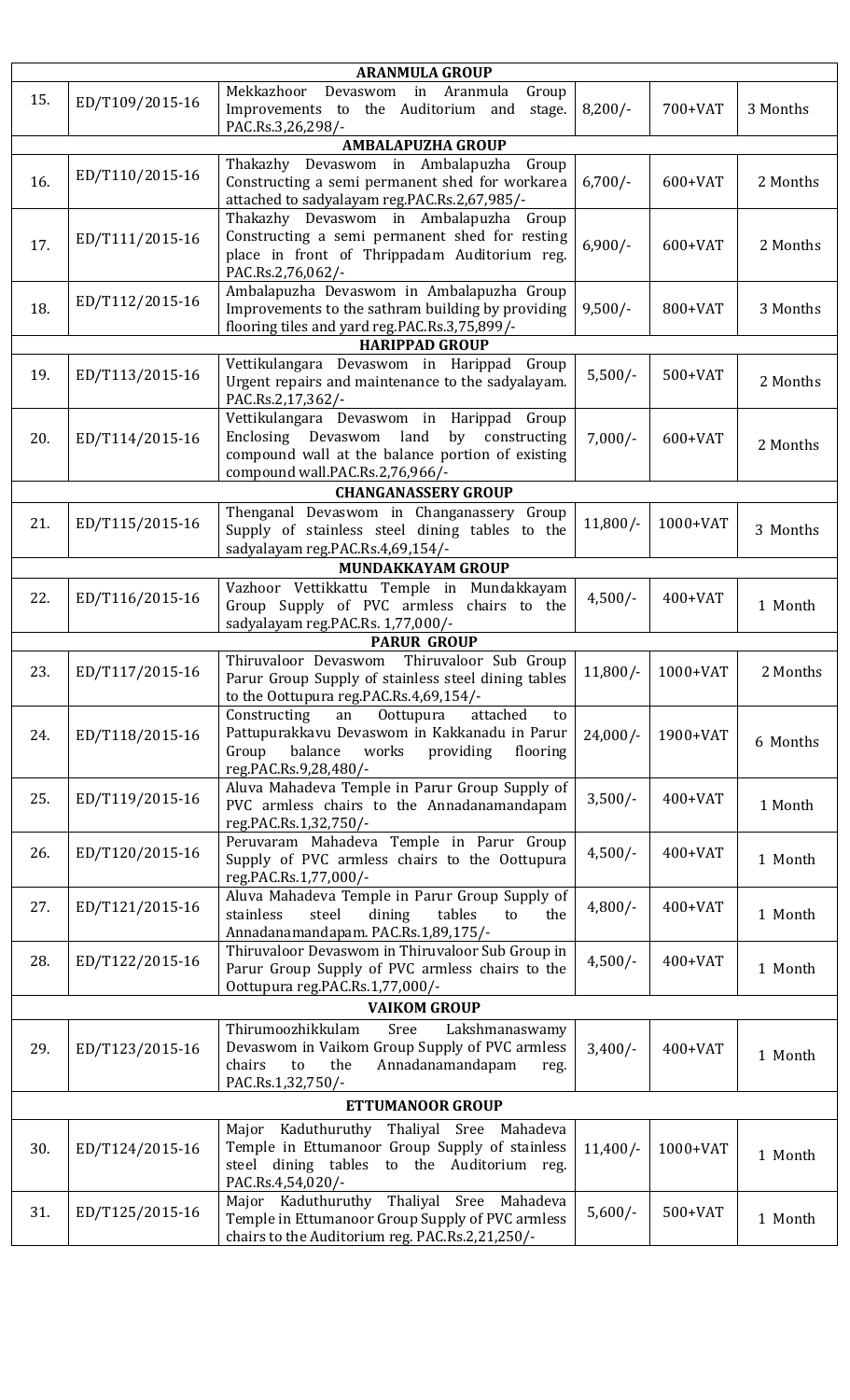| | | ARANMULA GROUP | | | |
|---|---|---|---|---|---|
| 15. | ED/T109/2015-16 | Mekkazhoor Devaswom in Aranmula Group Improvements to the Auditorium and stage. PAC.Rs.3,26,298/- | 8,200/- | 700+VAT | 3 Months |
| | | **AMBALAPUZHA GROUP** | | | |
| 16. | ED/T110/2015-16 | Thakazhy Devaswom in Ambalapuzha Group Constructing a semi permanent shed for workarea attached to sadyalayam reg.PAC.Rs.2,67,985/- | 6,700/- | 600+VAT | 2 Months |
| 17. | ED/T111/2015-16 | Thakazhy Devaswom in Ambalapuzha Group Constructing a semi permanent shed for resting place in front of Thrippadam Auditorium reg. PAC.Rs.2,76,062/- | 6,900/- | 600+VAT | 2 Months |
| 18. | ED/T112/2015-16 | Ambalapuzha Devaswom in Ambalapuzha Group Improvements to the sathram building by providing flooring tiles and yard reg.PAC.Rs.3,75,899/- | 9,500/- | 800+VAT | 3 Months |
| | | **HARIPPAD GROUP** | | | |
| 19. | ED/T113/2015-16 | Vettikulangara Devaswom in Harippad Group Urgent repairs and maintenance to the sadyalayam. PAC.Rs.2,17,362/- | 5,500/- | 500+VAT | 2 Months |
| 20. | ED/T114/2015-16 | Vettikulangara Devaswom in Harippad Group Enclosing Devaswom land by constructing compound wall at the balance portion of existing compound wall.PAC.Rs.2,76,966/- | 7,000/- | 600+VAT | 2 Months |
| | | **CHANGANASSERY GROUP** | | | |
| 21. | ED/T115/2015-16 | Thenganal Devaswom in Changanassery Group Supply of stainless steel dining tables to the sadyalayam reg.PAC.Rs.4,69,154/- | 11,800/- | 1000+VAT | 3 Months |
| | | **MUNDAKKAYAM GROUP** | | | |
| 22. | ED/T116/2015-16 | Vazhoor Vettikkattu Temple in Mundakkayam Group Supply of PVC armless chairs to the sadyalayam reg.PAC.Rs. 1,77,000/- | 4,500/- | 400+VAT | 1 Month |
| | | **PARUR GROUP** | | | |
| 23. | ED/T117/2015-16 | Thiruvaloor Devaswom Thiruvaloor Sub Group Parur Group Supply of stainless steel dining tables to the Oottupura reg.PAC.Rs.4,69,154/- | 11,800/- | 1000+VAT | 2 Months |
| 24. | ED/T118/2015-16 | Constructing an Oottupura attached to Pattupurakkavu Devaswom in Kakkanadu in Parur Group balance works providing flooring reg.PAC.Rs.9,28,480/- | 24,000/- | 1900+VAT | 6 Months |
| 25. | ED/T119/2015-16 | Aluva Mahadeva Temple in Parur Group Supply of PVC armless chairs to the Annadanamandapam reg.PAC.Rs.1,32,750/- | 3,500/- | 400+VAT | 1 Month |
| 26. | ED/T120/2015-16 | Peruvaram Mahadeva Temple in Parur Group Supply of PVC armless chairs to the Oottupura reg.PAC.Rs.1,77,000/- | 4,500/- | 400+VAT | 1 Month |
| 27. | ED/T121/2015-16 | Aluva Mahadeva Temple in Parur Group Supply of stainless steel dining tables to the Annadanamandapam. PAC.Rs.1,89,175/- | 4,800/- | 400+VAT | 1 Month |
| 28. | ED/T122/2015-16 | Thiruvaloor Devaswom in Thiruvaloor Sub Group in Parur Group Supply of PVC armless chairs to the Oottupura reg.PAC.Rs.1,77,000/- | 4,500/- | 400+VAT | 1 Month |
| | | **VAIKOM GROUP** | | | |
| 29. | ED/T123/2015-16 | Thirumoozhikkulam Sree Lakshmanaswamy Devaswom in Vaikom Group Supply of PVC armless chairs to the Annadanamandapam reg. PAC.Rs.1,32,750/- | 3,400/- | 400+VAT | 1 Month |
| | | **ETTUMANOOR GROUP** | | | |
| 30. | ED/T124/2015-16 | Major Kaduthuruthy Thaliyal Sree Mahadeva Temple in Ettumanoor Group Supply of stainless steel dining tables to the Auditorium reg. PAC.Rs.4,54,020/- | 11,400/- | 1000+VAT | 1 Month |
| 31. | ED/T125/2015-16 | Major Kaduthuruthy Thaliyal Sree Mahadeva Temple in Ettumanoor Group Supply of PVC armless chairs to the Auditorium reg. PAC.Rs.2,21,250/- | 5,600/- | 500+VAT | 1 Month |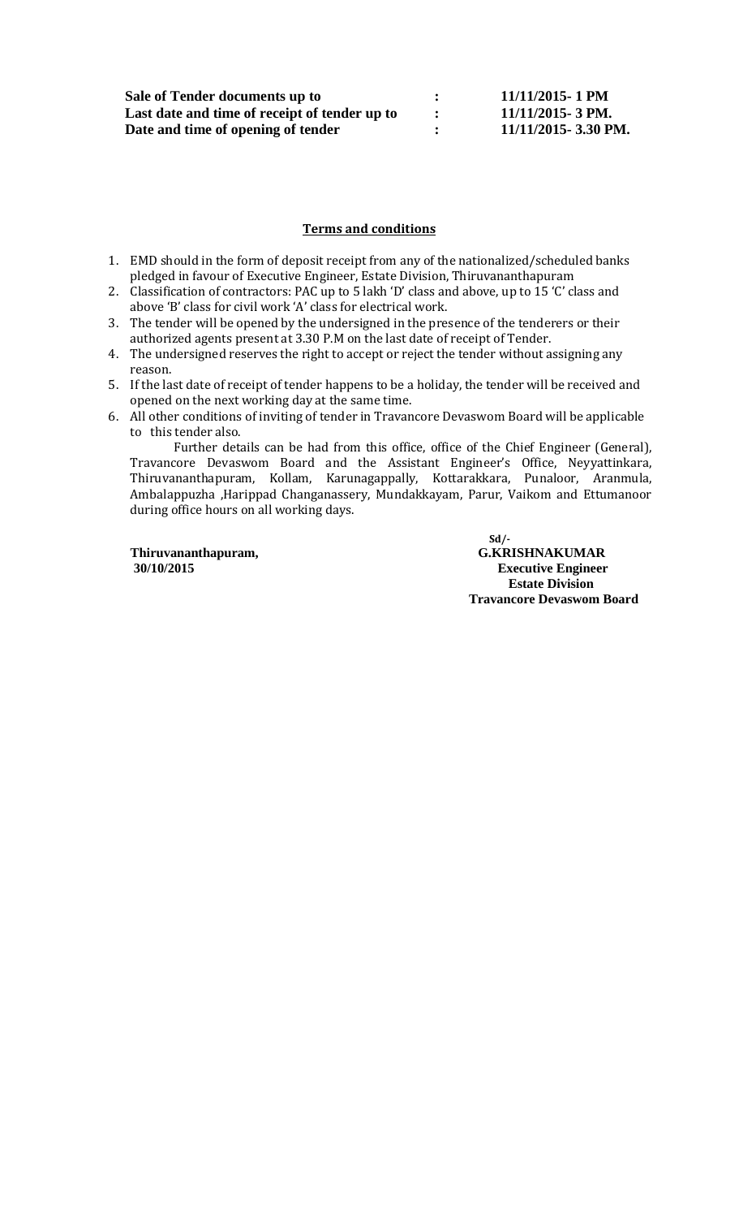| | | |
|---|---|---|
| **Sale of Tender documents up to** | **:** | **11/11/2015- 1 PM** |
| **Last date and time of receipt of tender up to** | **:** | **11/11/2015- 3 PM.** |
| **Date and time of opening of tender** | **:** | **11/11/2015- 3.30 PM.** |

**Terms and conditions**

1. EMD should in the form of deposit receipt from any of the nationalized/scheduled banks pledged in favour of Executive Engineer, Estate Division, Thiruvananthapuram
2. Classification of contractors: PAC up to 5 lakh 'D' class and above, up to 15 'C' class and above 'B' class for civil work 'A' class for electrical work.
3. The tender will be opened by the undersigned in the presence of the tenderers or their authorized agents present at 3.30 P.M on the last date of receipt of Tender.
4. The undersigned reserves the right to accept or reject the tender without assigning any reason.
5. If the last date of receipt of tender happens to be a holiday, the tender will be received and opened on the next working day at the same time.
6. All other conditions of inviting of tender in Travancore Devaswom Board will be applicable to this tender also.

Further details can be had from this office, office of the Chief Engineer (General), Travancore Devaswom Board and the Assistant Engineer's Office, Neyyattinkara, Thiruvananthapuram, Kollam, Karunagappally, Kottarakkara, Punaloor, Aranmula, Ambalappuzha ,Harippad Changanassery, Mundakkayam, Parur, Vaikom and Ettumanoor during office hours on all working days.

Sd/-

**Thiruvananthapuram,**
**30/10/2015**

**G.KRISHNAKUMAR**
**Executive Engineer**
**Estate Division**
**Travancore Devaswom Board**